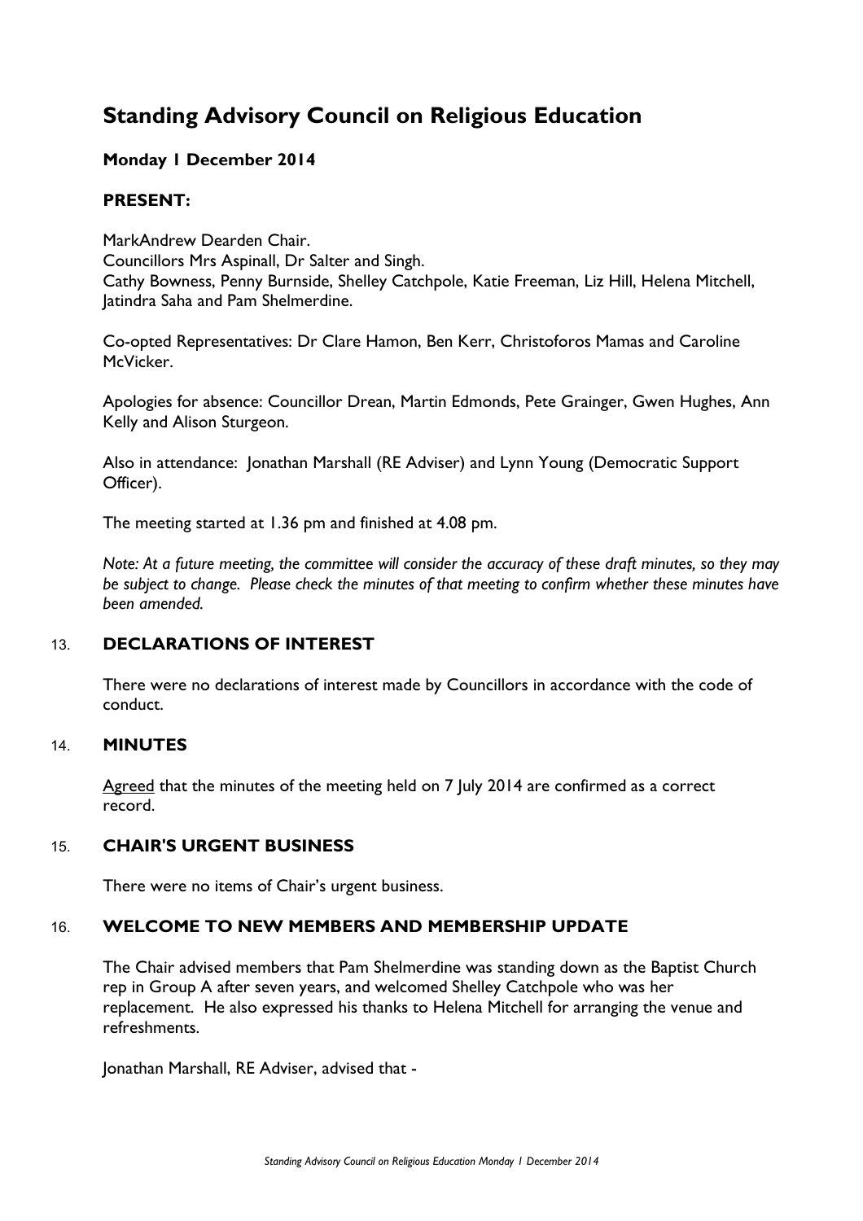# Standing Advisory Council on Religious Education

**Monday 1 December 2014**

**PRESENT:**

MarkAndrew Dearden Chair.
Councillors Mrs Aspinall, Dr Salter and Singh.
Cathy Bowness, Penny Burnside, Shelley Catchpole, Katie Freeman, Liz Hill, Helena Mitchell, Jatindra Saha and Pam Shelmerdine.

Co-opted Representatives: Dr Clare Hamon, Ben Kerr, Christoforos Mamas and Caroline McVicker.

Apologies for absence: Councillor Drean, Martin Edmonds, Pete Grainger, Gwen Hughes, Ann Kelly and Alison Sturgeon.

Also in attendance: Jonathan Marshall (RE Adviser) and Lynn Young (Democratic Support Officer).

The meeting started at 1.36 pm and finished at 4.08 pm.

*Note: At a future meeting, the committee will consider the accuracy of these draft minutes, so they may be subject to change. Please check the minutes of that meeting to confirm whether these minutes have been amended.*

## 13. DECLARATIONS OF INTEREST

There were no declarations of interest made by Councillors in accordance with the code of conduct.

## 14. MINUTES

Agreed that the minutes of the meeting held on 7 July 2014 are confirmed as a correct record.

## 15. CHAIR'S URGENT BUSINESS

There were no items of Chair's urgent business.

## 16. WELCOME TO NEW MEMBERS AND MEMBERSHIP UPDATE

The Chair advised members that Pam Shelmerdine was standing down as the Baptist Church rep in Group A after seven years, and welcomed Shelley Catchpole who was her replacement. He also expressed his thanks to Helena Mitchell for arranging the venue and refreshments.

Jonathan Marshall, RE Adviser, advised that -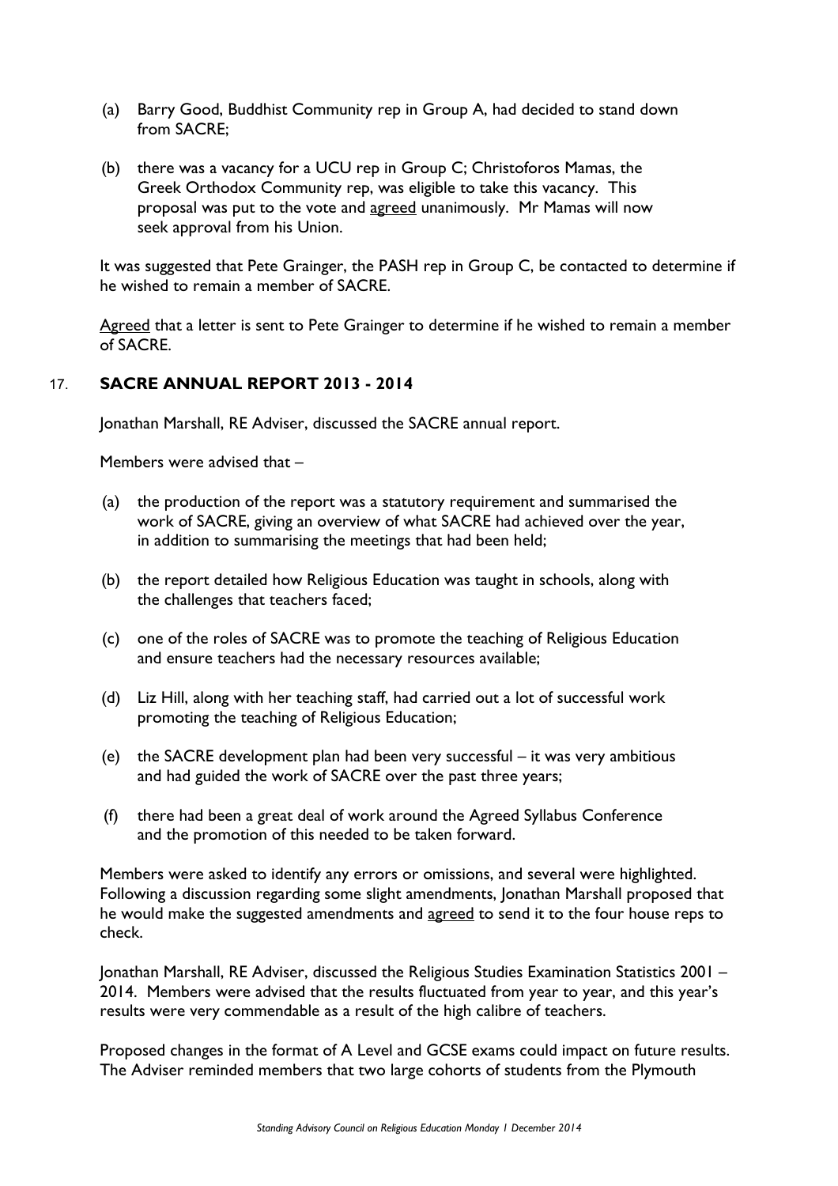(a) Barry Good, Buddhist Community rep in Group A, had decided to stand down from SACRE;

(b) there was a vacancy for a UCU rep in Group C; Christoforos Mamas, the Greek Orthodox Community rep, was eligible to take this vacancy. This proposal was put to the vote and agreed unanimously. Mr Mamas will now seek approval from his Union.

It was suggested that Pete Grainger, the PASH rep in Group C, be contacted to determine if he wished to remain a member of SACRE.

Agreed that a letter is sent to Pete Grainger to determine if he wished to remain a member of SACRE.

## 17. SACRE ANNUAL REPORT 2013 - 2014

Jonathan Marshall, RE Adviser, discussed the SACRE annual report.

Members were advised that –

(a) the production of the report was a statutory requirement and summarised the work of SACRE, giving an overview of what SACRE had achieved over the year, in addition to summarising the meetings that had been held;

(b) the report detailed how Religious Education was taught in schools, along with the challenges that teachers faced;

(c) one of the roles of SACRE was to promote the teaching of Religious Education and ensure teachers had the necessary resources available;

(d) Liz Hill, along with her teaching staff, had carried out a lot of successful work promoting the teaching of Religious Education;

(e) the SACRE development plan had been very successful – it was very ambitious and had guided the work of SACRE over the past three years;

(f) there had been a great deal of work around the Agreed Syllabus Conference and the promotion of this needed to be taken forward.

Members were asked to identify any errors or omissions, and several were highlighted. Following a discussion regarding some slight amendments, Jonathan Marshall proposed that he would make the suggested amendments and agreed to send it to the four house reps to check.

Jonathan Marshall, RE Adviser, discussed the Religious Studies Examination Statistics 2001 – 2014. Members were advised that the results fluctuated from year to year, and this year's results were very commendable as a result of the high calibre of teachers.

Proposed changes in the format of A Level and GCSE exams could impact on future results. The Adviser reminded members that two large cohorts of students from the Plymouth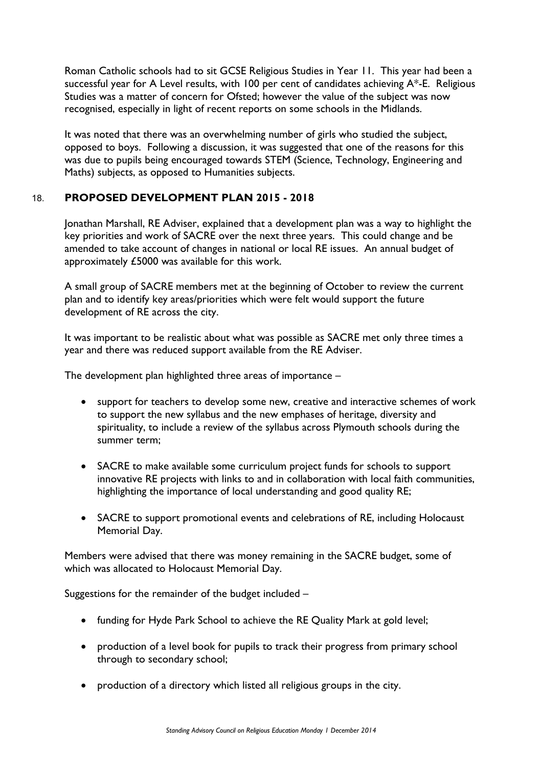Roman Catholic schools had to sit GCSE Religious Studies in Year 11. This year had been a successful year for A Level results, with 100 per cent of candidates achieving A*-E. Religious Studies was a matter of concern for Ofsted; however the value of the subject was now recognised, especially in light of recent reports on some schools in the Midlands.

It was noted that there was an overwhelming number of girls who studied the subject, opposed to boys. Following a discussion, it was suggested that one of the reasons for this was due to pupils being encouraged towards STEM (Science, Technology, Engineering and Maths) subjects, as opposed to Humanities subjects.

## 18. PROPOSED DEVELOPMENT PLAN 2015 - 2018

Jonathan Marshall, RE Adviser, explained that a development plan was a way to highlight the key priorities and work of SACRE over the next three years. This could change and be amended to take account of changes in national or local RE issues. An annual budget of approximately £5000 was available for this work.

A small group of SACRE members met at the beginning of October to review the current plan and to identify key areas/priorities which were felt would support the future development of RE across the city.

It was important to be realistic about what was possible as SACRE met only three times a year and there was reduced support available from the RE Adviser.

The development plan highlighted three areas of importance –

- support for teachers to develop some new, creative and interactive schemes of work to support the new syllabus and the new emphases of heritage, diversity and spirituality, to include a review of the syllabus across Plymouth schools during the summer term;

- SACRE to make available some curriculum project funds for schools to support innovative RE projects with links to and in collaboration with local faith communities, highlighting the importance of local understanding and good quality RE;

- SACRE to support promotional events and celebrations of RE, including Holocaust Memorial Day.

Members were advised that there was money remaining in the SACRE budget, some of which was allocated to Holocaust Memorial Day.

Suggestions for the remainder of the budget included –

- funding for Hyde Park School to achieve the RE Quality Mark at gold level;

- production of a level book for pupils to track their progress from primary school through to secondary school;

- production of a directory which listed all religious groups in the city.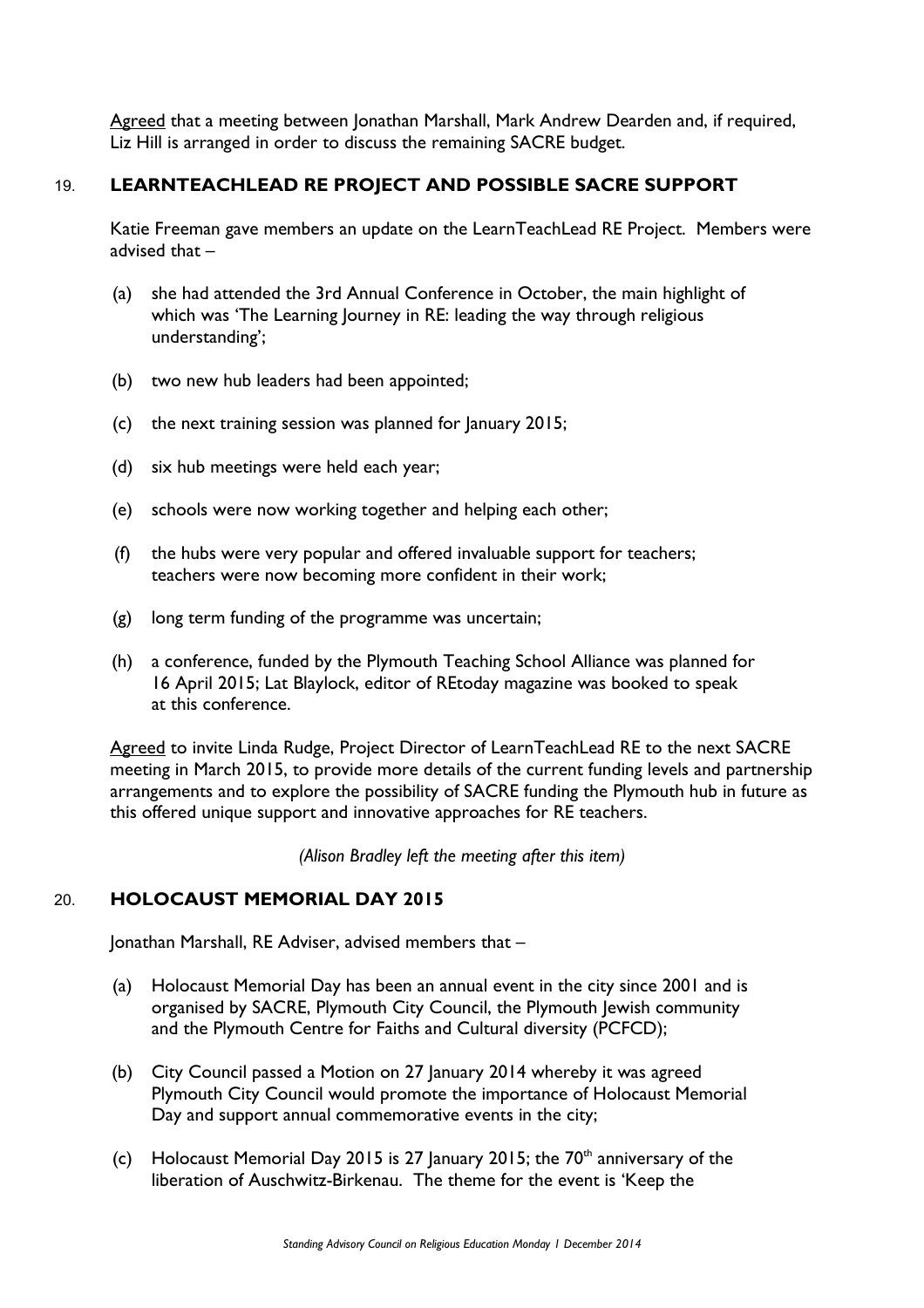<u>Agreed</u> that a meeting between Jonathan Marshall, Mark Andrew Dearden and, if required, Liz Hill is arranged in order to discuss the remaining SACRE budget.

## 19. LEARNTEACHLEAD RE PROJECT AND POSSIBLE SACRE SUPPORT

Katie Freeman gave members an update on the LearnTeachLead RE Project. Members were advised that –

(a) she had attended the 3rd Annual Conference in October, the main highlight of which was 'The Learning Journey in RE: leading the way through religious understanding';

(b) two new hub leaders had been appointed;

(c) the next training session was planned for January 2015;

(d) six hub meetings were held each year;

(e) schools were now working together and helping each other;

(f) the hubs were very popular and offered invaluable support for teachers; teachers were now becoming more confident in their work;

(g) long term funding of the programme was uncertain;

(h) a conference, funded by the Plymouth Teaching School Alliance was planned for 16 April 2015; Lat Blaylock, editor of REtoday magazine was booked to speak at this conference.

<u>Agreed</u> to invite Linda Rudge, Project Director of LearnTeachLead RE to the next SACRE meeting in March 2015, to provide more details of the current funding levels and partnership arrangements and to explore the possibility of SACRE funding the Plymouth hub in future as this offered unique support and innovative approaches for RE teachers.

*(Alison Bradley left the meeting after this item)*

## 20. HOLOCAUST MEMORIAL DAY 2015

Jonathan Marshall, RE Adviser, advised members that –

(a) Holocaust Memorial Day has been an annual event in the city since 2001 and is organised by SACRE, Plymouth City Council, the Plymouth Jewish community and the Plymouth Centre for Faiths and Cultural diversity (PCFCD);

(b) City Council passed a Motion on 27 January 2014 whereby it was agreed Plymouth City Council would promote the importance of Holocaust Memorial Day and support annual commemorative events in the city;

(c) Holocaust Memorial Day 2015 is 27 January 2015; the 70th anniversary of the liberation of Auschwitz-Birkenau. The theme for the event is 'Keep the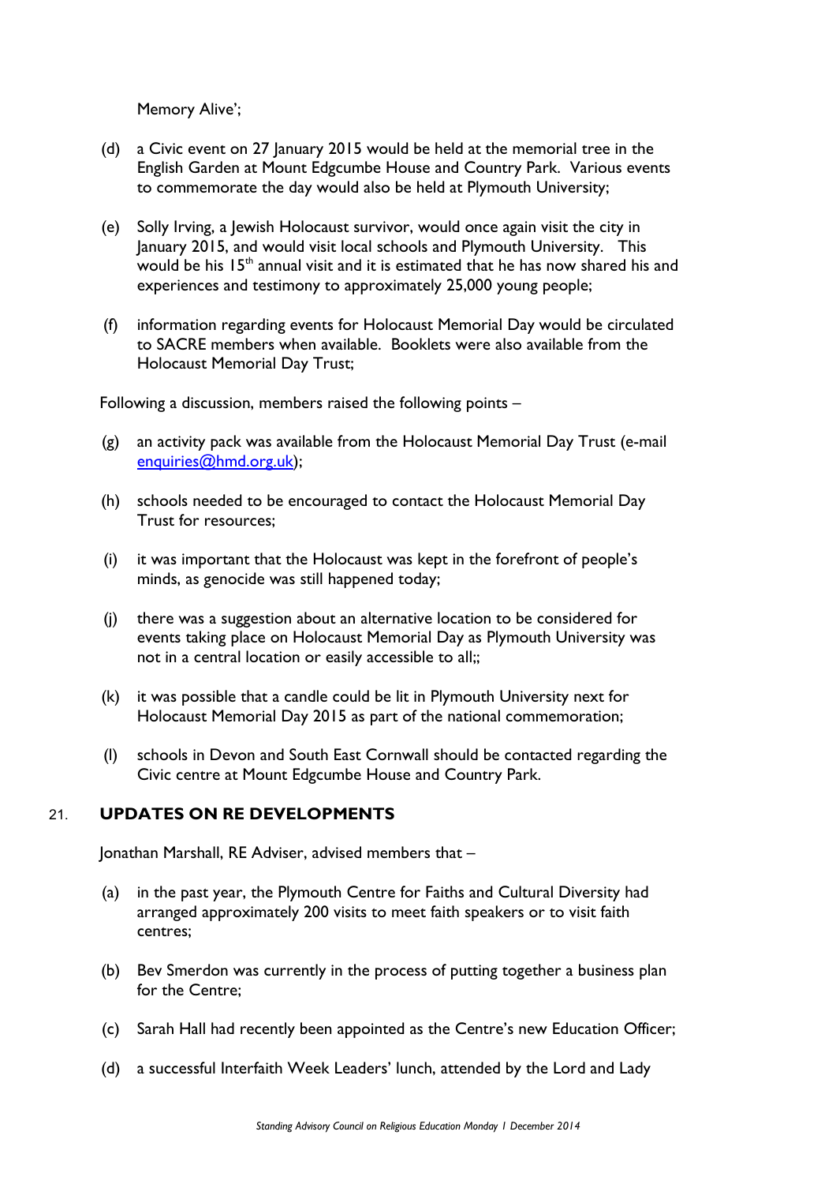Memory Alive';

(d) a Civic event on 27 January 2015 would be held at the memorial tree in the English Garden at Mount Edgcumbe House and Country Park. Various events to commemorate the day would also be held at Plymouth University;

(e) Solly Irving, a Jewish Holocaust survivor, would once again visit the city in January 2015, and would visit local schools and Plymouth University. This would be his 15th annual visit and it is estimated that he has now shared his and experiences and testimony to approximately 25,000 young people;

(f) information regarding events for Holocaust Memorial Day would be circulated to SACRE members when available. Booklets were also available from the Holocaust Memorial Day Trust;

Following a discussion, members raised the following points –

(g) an activity pack was available from the Holocaust Memorial Day Trust (e-mail enquiries@hmd.org.uk);

(h) schools needed to be encouraged to contact the Holocaust Memorial Day Trust for resources;

(i) it was important that the Holocaust was kept in the forefront of people's minds, as genocide was still happened today;

(j) there was a suggestion about an alternative location to be considered for events taking place on Holocaust Memorial Day as Plymouth University was not in a central location or easily accessible to all;;

(k) it was possible that a candle could be lit in Plymouth University next for Holocaust Memorial Day 2015 as part of the national commemoration;

(l) schools in Devon and South East Cornwall should be contacted regarding the Civic centre at Mount Edgcumbe House and Country Park.

## 21. UPDATES ON RE DEVELOPMENTS

Jonathan Marshall, RE Adviser, advised members that –

(a) in the past year, the Plymouth Centre for Faiths and Cultural Diversity had arranged approximately 200 visits to meet faith speakers or to visit faith centres;

(b) Bev Smerdon was currently in the process of putting together a business plan for the Centre;

(c) Sarah Hall had recently been appointed as the Centre's new Education Officer;

(d) a successful Interfaith Week Leaders' lunch, attended by the Lord and Lady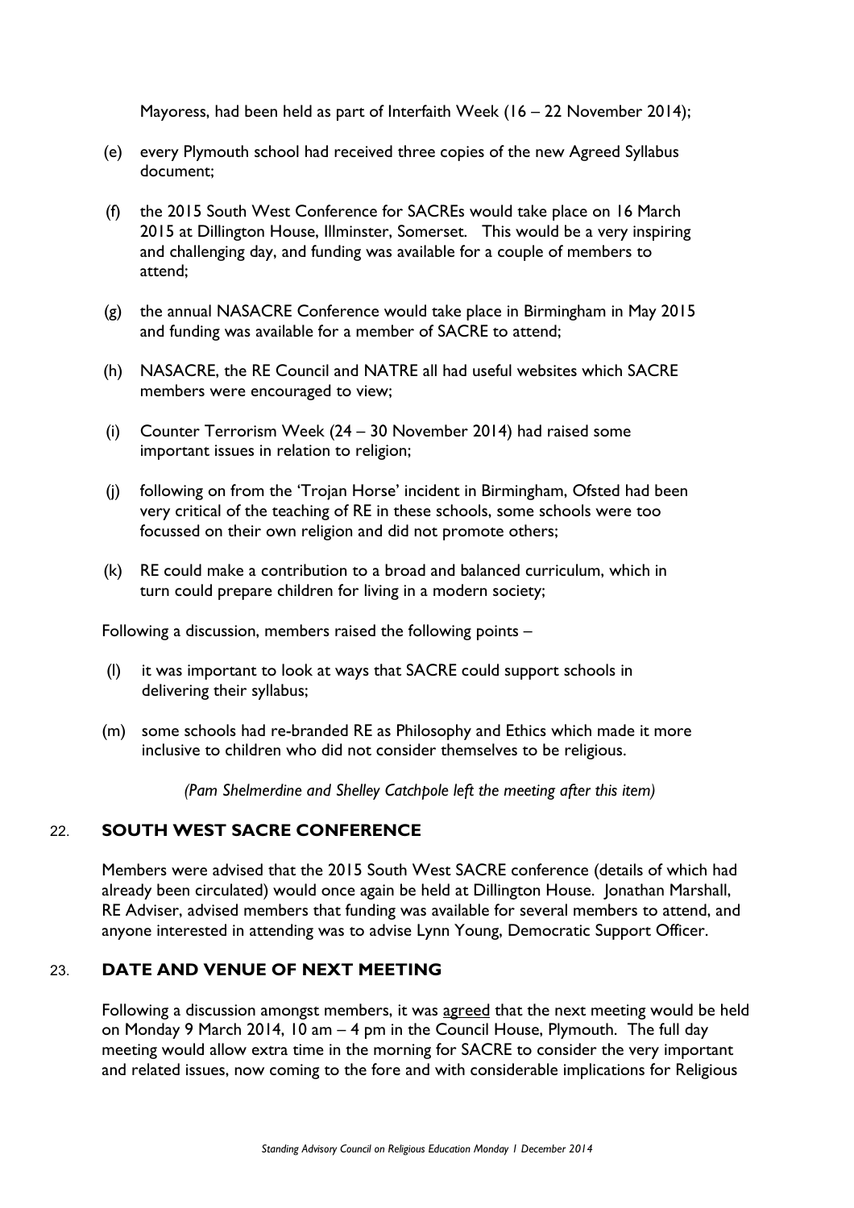Mayoress, had been held as part of Interfaith Week (16 – 22 November 2014);

(e) every Plymouth school had received three copies of the new Agreed Syllabus document;

(f) the 2015 South West Conference for SACREs would take place on 16 March 2015 at Dillington House, Illminster, Somerset. This would be a very inspiring and challenging day, and funding was available for a couple of members to attend;

(g) the annual NASACRE Conference would take place in Birmingham in May 2015 and funding was available for a member of SACRE to attend;

(h) NASACRE, the RE Council and NATRE all had useful websites which SACRE members were encouraged to view;

(i) Counter Terrorism Week (24 – 30 November 2014) had raised some important issues in relation to religion;

(j) following on from the 'Trojan Horse' incident in Birmingham, Ofsted had been very critical of the teaching of RE in these schools, some schools were too focussed on their own religion and did not promote others;

(k) RE could make a contribution to a broad and balanced curriculum, which in turn could prepare children for living in a modern society;

Following a discussion, members raised the following points –

(l) it was important to look at ways that SACRE could support schools in delivering their syllabus;

(m) some schools had re-branded RE as Philosophy and Ethics which made it more inclusive to children who did not consider themselves to be religious.

*(Pam Shelmerdine and Shelley Catchpole left the meeting after this item)*

## 22. SOUTH WEST SACRE CONFERENCE

Members were advised that the 2015 South West SACRE conference (details of which had already been circulated) would once again be held at Dillington House. Jonathan Marshall, RE Adviser, advised members that funding was available for several members to attend, and anyone interested in attending was to advise Lynn Young, Democratic Support Officer.

## 23. DATE AND VENUE OF NEXT MEETING

Following a discussion amongst members, it was agreed that the next meeting would be held on Monday 9 March 2014, 10 am – 4 pm in the Council House, Plymouth. The full day meeting would allow extra time in the morning for SACRE to consider the very important and related issues, now coming to the fore and with considerable implications for Religious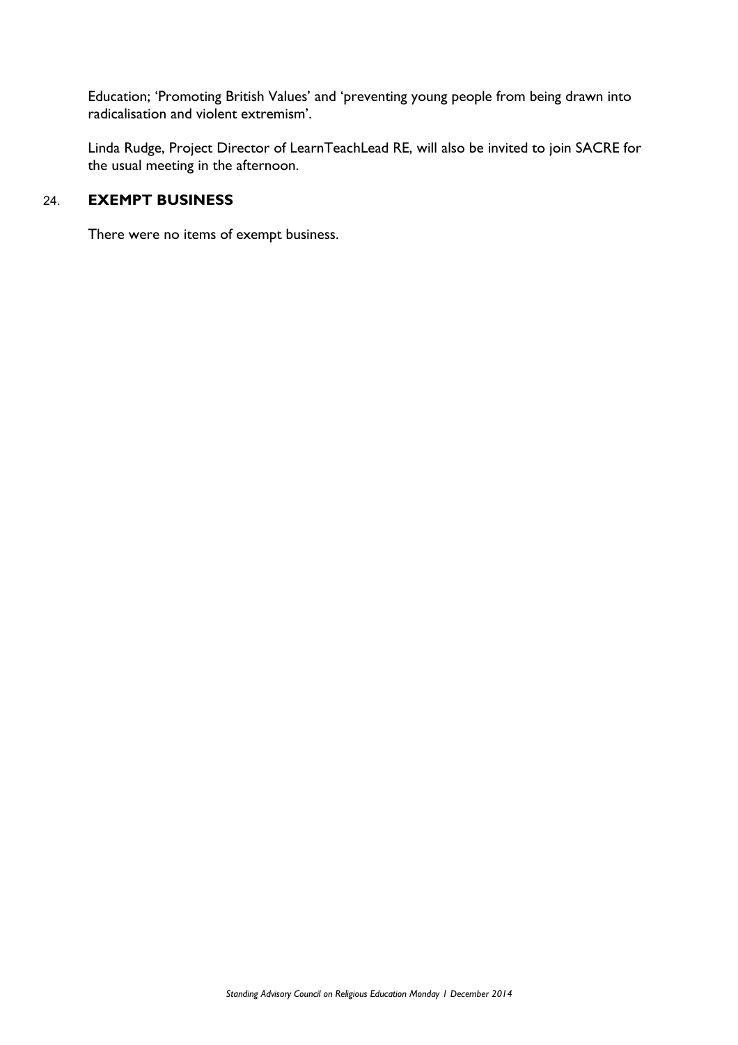Education; 'Promoting British Values' and 'preventing young people from being drawn into radicalisation and violent extremism'.

Linda Rudge, Project Director of LearnTeachLead RE, will also be invited to join SACRE for the usual meeting in the afternoon.

## 24. EXEMPT BUSINESS

There were no items of exempt business.